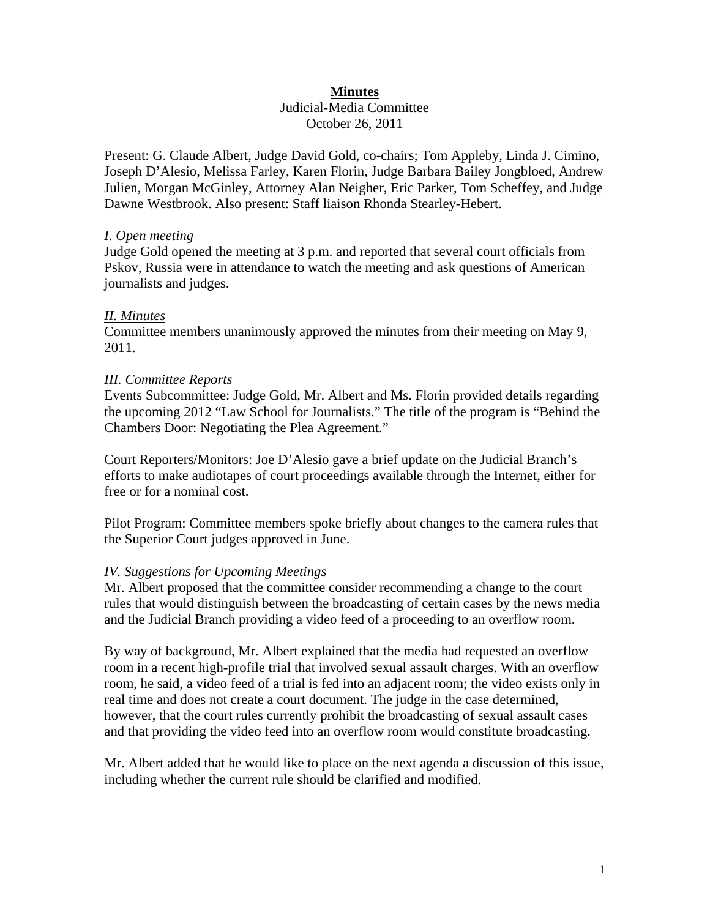**Minutes**

Judicial-Media Committee

October 26, 2011

Present: G. Claude Albert, Judge David Gold, co-chairs; Tom Appleby, Linda J. Cimino, Joseph D'Alesio, Melissa Farley, Karen Florin, Judge Barbara Bailey Jongbloed, Andrew Julien, Morgan McGinley, Attorney Alan Neigher, Eric Parker, Tom Scheffey, and Judge Dawne Westbrook. Also present: Staff liaison Rhonda Stearley-Hebert.

*I. Open meeting*

Judge Gold opened the meeting at 3 p.m. and reported that several court officials from Pskov, Russia were in attendance to watch the meeting and ask questions of American journalists and judges.

*II. Minutes*

Committee members unanimously approved the minutes from their meeting on May 9, 2011.

*III. Committee Reports*

Events Subcommittee: Judge Gold, Mr. Albert and Ms. Florin provided details regarding the upcoming 2012 "Law School for Journalists." The title of the program is "Behind the Chambers Door: Negotiating the Plea Agreement."

Court Reporters/Monitors: Joe D'Alesio gave a brief update on the Judicial Branch's efforts to make audiotapes of court proceedings available through the Internet, either for free or for a nominal cost.

Pilot Program: Committee members spoke briefly about changes to the camera rules that the Superior Court judges approved in June.

*IV. Suggestions for Upcoming Meetings*

Mr. Albert proposed that the committee consider recommending a change to the court rules that would distinguish between the broadcasting of certain cases by the news media and the Judicial Branch providing a video feed of a proceeding to an overflow room.

By way of background, Mr. Albert explained that the media had requested an overflow room in a recent high-profile trial that involved sexual assault charges. With an overflow room, he said, a video feed of a trial is fed into an adjacent room; the video exists only in real time and does not create a court document. The judge in the case determined, however, that the court rules currently prohibit the broadcasting of sexual assault cases and that providing the video feed into an overflow room would constitute broadcasting.

Mr. Albert added that he would like to place on the next agenda a discussion of this issue, including whether the current rule should be clarified and modified.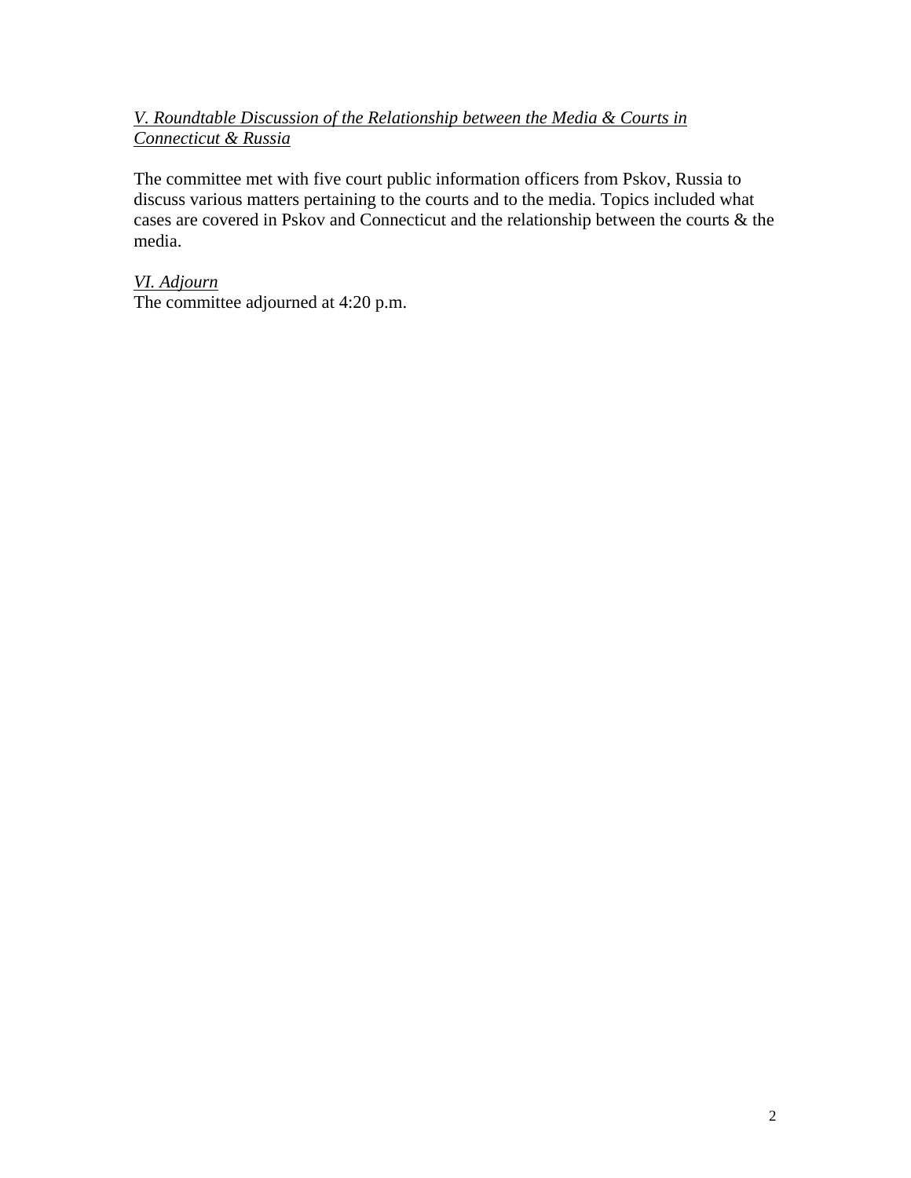*V. Roundtable Discussion of the Relationship between the Media & Courts in Connecticut & Russia*

The committee met with five court public information officers from Pskov, Russia to discuss various matters pertaining to the courts and to the media. Topics included what cases are covered in Pskov and Connecticut and the relationship between the courts & the media.

*VI. Adjourn*

The committee adjourned at 4:20 p.m.